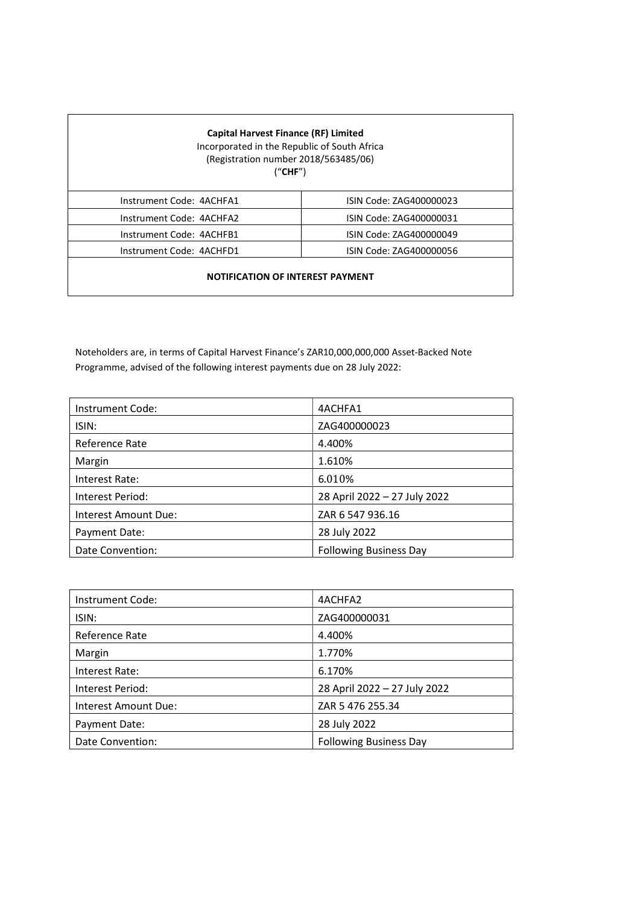**Capital Harvest Finance (RF) Limited**
Incorporated in the Republic of South Africa
(Registration number 2018/563485/06)
("**CHF**")

| Instrument Code: 4ACHFA1 | ISIN Code: ZAG400000023 |
|---|---|
| Instrument Code: 4ACHFA2 | ISIN Code: ZAG400000031 |
| Instrument Code: 4ACHFB1 | ISIN Code: ZAG400000049 |
| Instrument Code: 4ACHFD1 | ISIN Code: ZAG400000056 |

**NOTIFICATION OF INTEREST PAYMENT**

Noteholders are, in terms of Capital Harvest Finance's ZAR10,000,000,000 Asset-Backed Note Programme, advised of the following interest payments due on 28 July 2022:

| Instrument Code: | 4ACHFA1 |
|---|---|
| ISIN: | ZAG400000023 |
| Reference Rate | 4.400% |
| Margin | 1.610% |
| Interest Rate: | 6.010% |
| Interest Period: | 28 April 2022 – 27 July 2022 |
| Interest Amount Due: | ZAR 6 547 936.16 |
| Payment Date: | 28 July 2022 |
| Date Convention: | Following Business Day |

| Instrument Code: | 4ACHFA2 |
|---|---|
| ISIN: | ZAG400000031 |
| Reference Rate | 4.400% |
| Margin | 1.770% |
| Interest Rate: | 6.170% |
| Interest Period: | 28 April 2022 – 27 July 2022 |
| Interest Amount Due: | ZAR 5 476 255.34 |
| Payment Date: | 28 July 2022 |
| Date Convention: | Following Business Day |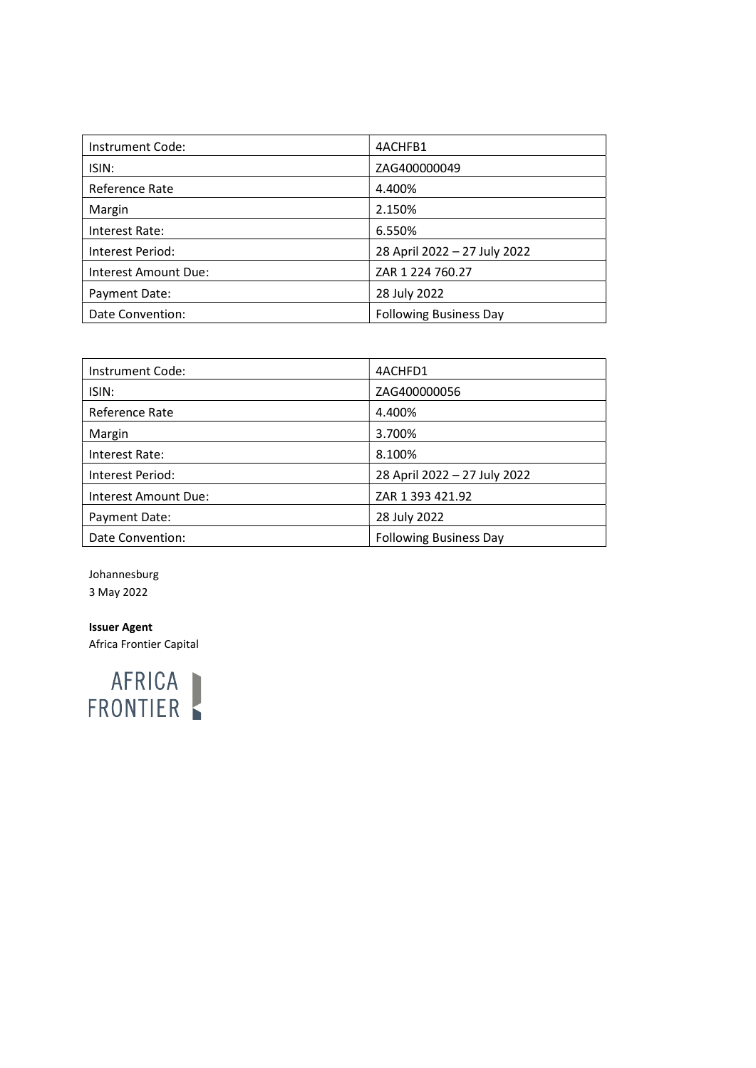| | |
|---|---|
| Instrument Code: | 4ACHFB1 |
| ISIN: | ZAG400000049 |
| Reference Rate | 4.400% |
| Margin | 2.150% |
| Interest Rate: | 6.550% |
| Interest Period: | 28 April 2022 – 27 July 2022 |
| Interest Amount Due: | ZAR 1 224 760.27 |
| Payment Date: | 28 July 2022 |
| Date Convention: | Following Business Day |

| | |
|---|---|
| Instrument Code: | 4ACHFD1 |
| ISIN: | ZAG400000056 |
| Reference Rate | 4.400% |
| Margin | 3.700% |
| Interest Rate: | 8.100% |
| Interest Period: | 28 April 2022 – 27 July 2022 |
| Interest Amount Due: | ZAR 1 393 421.92 |
| Payment Date: | 28 July 2022 |
| Date Convention: | Following Business Day |

Johannesburg
3 May 2022

**Issuer Agent**
Africa Frontier Capital

AFRICA
FRONTIER